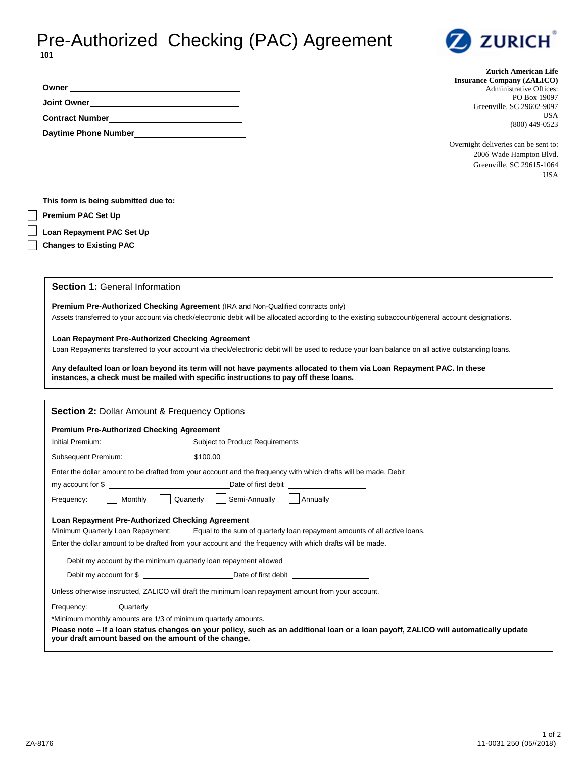# Pre-Authorized Checking (PAC) Agreement

**101**

**Owner** ______________________________

**Joint Owner** ______________________________

**Contract Number** ______________________________

**Daytime Phone Number** ______________________________

**Zurich American Life Insurance Company (ZALICO)**
Administrative Offices:
PO Box 19097
Greenville, SC 29602-9097
USA
(800) 449-0523

Overnight deliveries can be sent to:
2006 Wade Hampton Blvd.
Greenville, SC 29615-1064
USA

**This form is being submitted due to:**

- ☐ **Premium PAC Set Up**
- ☐ **Loan Repayment PAC Set Up**
- ☐ **Changes to Existing PAC**

## Section 1: General Information

**Premium Pre-Authorized Checking Agreement** (IRA and Non-Qualified contracts only)
Assets transferred to your account via check/electronic debit will be allocated according to the existing subaccount/general account designations.

**Loan Repayment Pre-Authorized Checking Agreement**
Loan Repayments transferred to your account via check/electronic debit will be used to reduce your loan balance on all active outstanding loans.

**Any defaulted loan or loan beyond its term will not have payments allocated to them via Loan Repayment PAC. In these instances, a check must be mailed with specific instructions to pay off these loans.**

## Section 2: Dollar Amount & Frequency Options

**Premium Pre-Authorized Checking Agreement**

Initial Premium: Subject to Product Requirements

Subsequent Premium: $100.00

Enter the dollar amount to be drafted from your account and the frequency with which drafts will be made. Debit my account for $ ______________ Date of first debit ______________

Frequency: ☐ Monthly ☐ Quarterly ☐ Semi-Annually ☐ Annually

**Loan Repayment Pre-Authorized Checking Agreement**

Minimum Quarterly Loan Repayment: Equal to the sum of quarterly loan repayment amounts of all active loans.

Enter the dollar amount to be drafted from your account and the frequency with which drafts will be made.

Debit my account by the minimum quarterly loan repayment allowed

Debit my account for $ ______________ Date of first debit ______________

Unless otherwise instructed, ZALICO will draft the minimum loan repayment amount from your account.

Frequency: Quarterly

*Minimum monthly amounts are 1/3 of minimum quarterly amounts.

**Please note – If a loan status changes on your policy, such as an additional loan or a loan payoff, ZALICO will automatically update your draft amount based on the amount of the change.**

ZA-8176

11-0031 250 (05//2018)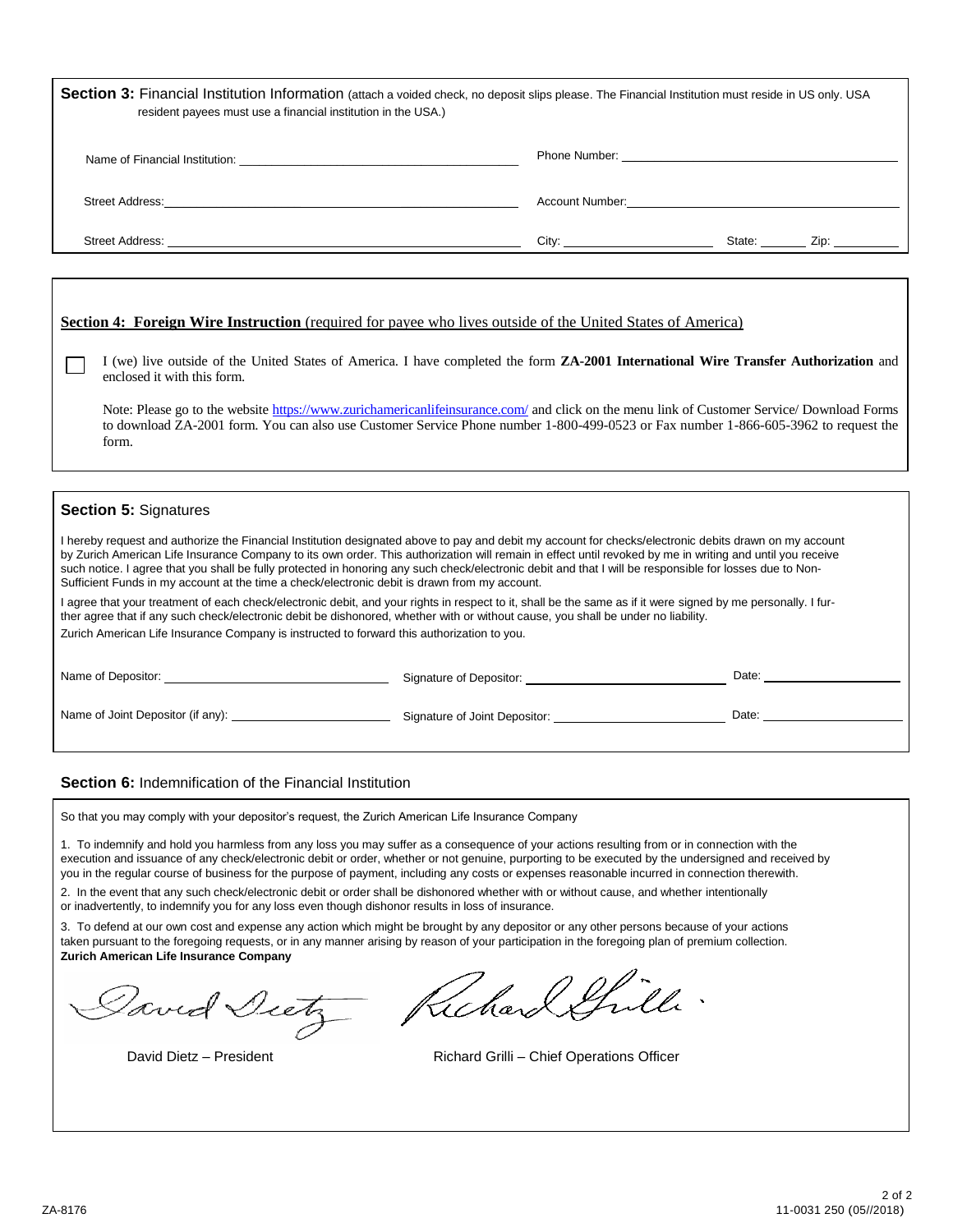**Section 3:** Financial Institution Information (attach a voided check, no deposit slips please. The Financial Institution must reside in US only. USA resident payees must use a financial institution in the USA.)

Name of Financial Institution: ______________________ Phone Number: ______________________

Street Address: ______________________ Account Number: ______________________

Street Address: ______________________ City: ____________ State: ______ Zip: ________

**Section 4: Foreign Wire Instruction** (required for payee who lives outside of the United States of America)

☐ I (we) live outside of the United States of America. I have completed the form **ZA-2001 International Wire Transfer Authorization** and enclosed it with this form.

Note: Please go to the website https://www.zurichamericanlifeinsurance.com/ and click on the menu link of Customer Service/ Download Forms to download ZA-2001 form. You can also use Customer Service Phone number 1-800-499-0523 or Fax number 1-866-605-3962 to request the form.

**Section 5:** Signatures

I hereby request and authorize the Financial Institution designated above to pay and debit my account for checks/electronic debits drawn on my account by Zurich American Life Insurance Company to its own order. This authorization will remain in effect until revoked by me in writing and until you receive such notice. I agree that you shall be fully protected in honoring any such check/electronic debit and that I will be responsible for losses due to Non-Sufficient Funds in my account at the time a check/electronic debit is drawn from my account.

I agree that your treatment of each check/electronic debit, and your rights in respect to it, shall be the same as if it were signed by me personally. I further agree that if any such check/electronic debit be dishonored, whether with or without cause, you shall be under no liability.

Zurich American Life Insurance Company is instructed to forward this authorization to you.

Name of Depositor: ______________________ Signature of Depositor: ______________________ Date: ____________

Name of Joint Depositor (if any): ______________________ Signature of Joint Depositor: ______________________ Date: ____________

**Section 6:** Indemnification of the Financial Institution

So that you may comply with your depositor's request, the Zurich American Life Insurance Company

1. To indemnify and hold you harmless from any loss you may suffer as a consequence of your actions resulting from or in connection with the execution and issuance of any check/electronic debit or order, whether or not genuine, purporting to be executed by the undersigned and received by you in the regular course of business for the purpose of payment, including any costs or expenses reasonable incurred in connection therewith.
2. In the event that any such check/electronic debit or order shall be dishonored whether with or without cause, and whether intentionally or inadvertently, to indemnify you for any loss even though dishonor results in loss of insurance.
3. To defend at our own cost and expense any action which might be brought by any depositor or any other persons because of your actions taken pursuant to the foregoing requests, or in any manner arising by reason of your participation in the foregoing plan of premium collection.

**Zurich American Life Insurance Company**

David Dietz – President

Richard Grilli – Chief Operations Officer

ZA-8176

11-0031 250 (05//2018)